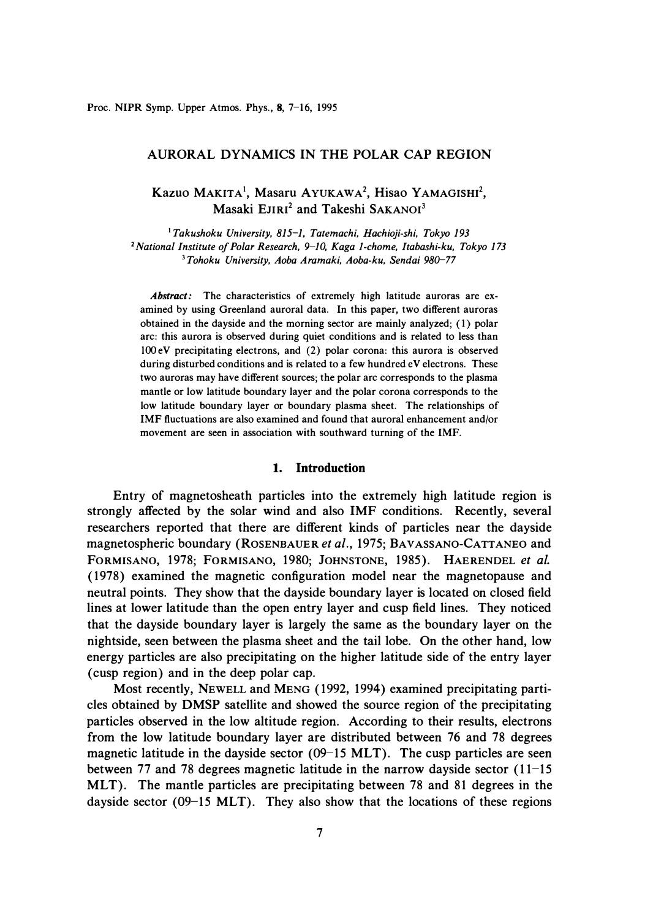# AURORAL DYNAMICS IN THE POLAR CAP REGION

Kazuo MAKITA[1], Masaru AYUKAWA[2], Hisao YAMAGISHI[2], Masaki EJIRI[2] and Takeshi SAKANOI[3]

[1] *Takushoku University, 815-1, Tatemachi, Hachioji-shi, Tokyo 193*
[2] *National Institute of Polar Research, 9-10, Kaga 1-chome, Itabashi-ku, Tokyo 173*
[3] *Tohoku University, Aoba Aramaki, Aoba-ku, Sendai 980-77*

*Abstract:* The characteristics of extremely high latitude auroras are examined by using Greenland auroral data. In this paper, two different auroras obtained in the dayside and the morning sector are mainly analyzed; (1) polar arc: this aurora is observed during quiet conditions and is related to less than 100 eV precipitating electrons, and (2) polar corona: this aurora is observed during disturbed conditions and is related to a few hundred eV electrons. These two auroras may have different sources; the polar arc corresponds to the plasma mantle or low latitude boundary layer and the polar corona corresponds to the low latitude boundary layer or boundary plasma sheet. The relationships of IMF fluctuations are also examined and found that auroral enhancement and/or movement are seen in association with southward turning of the IMF.

## 1. Introduction

Entry of magnetosheath particles into the extremely high latitude region is strongly affected by the solar wind and also IMF conditions. Recently, several researchers reported that there are different kinds of particles near the dayside magnetospheric boundary (ROSENBAUER *et al.*, 1975; BAVASSANO-CATTANEO and FORMISANO, 1978; FORMISANO, 1980; JOHNSTONE, 1985). HAERENDEL *et al.* (1978) examined the magnetic configuration model near the magnetopause and neutral points. They show that the dayside boundary layer is located on closed field lines at lower latitude than the open entry layer and cusp field lines. They noticed that the dayside boundary layer is largely the same as the boundary layer on the nightside, seen between the plasma sheet and the tail lobe. On the other hand, low energy particles are also precipitating on the higher latitude side of the entry layer (cusp region) and in the deep polar cap.

Most recently, NEWELL and MENG (1992, 1994) examined precipitating particles obtained by DMSP satellite and showed the source region of the precipitating particles observed in the low altitude region. According to their results, electrons from the low latitude boundary layer are distributed between 76 and 78 degrees magnetic latitude in the dayside sector (09–15 MLT). The cusp particles are seen between 77 and 78 degrees magnetic latitude in the narrow dayside sector (11–15 MLT). The mantle particles are precipitating between 78 and 81 degrees in the dayside sector (09–15 MLT). They also show that the locations of these regions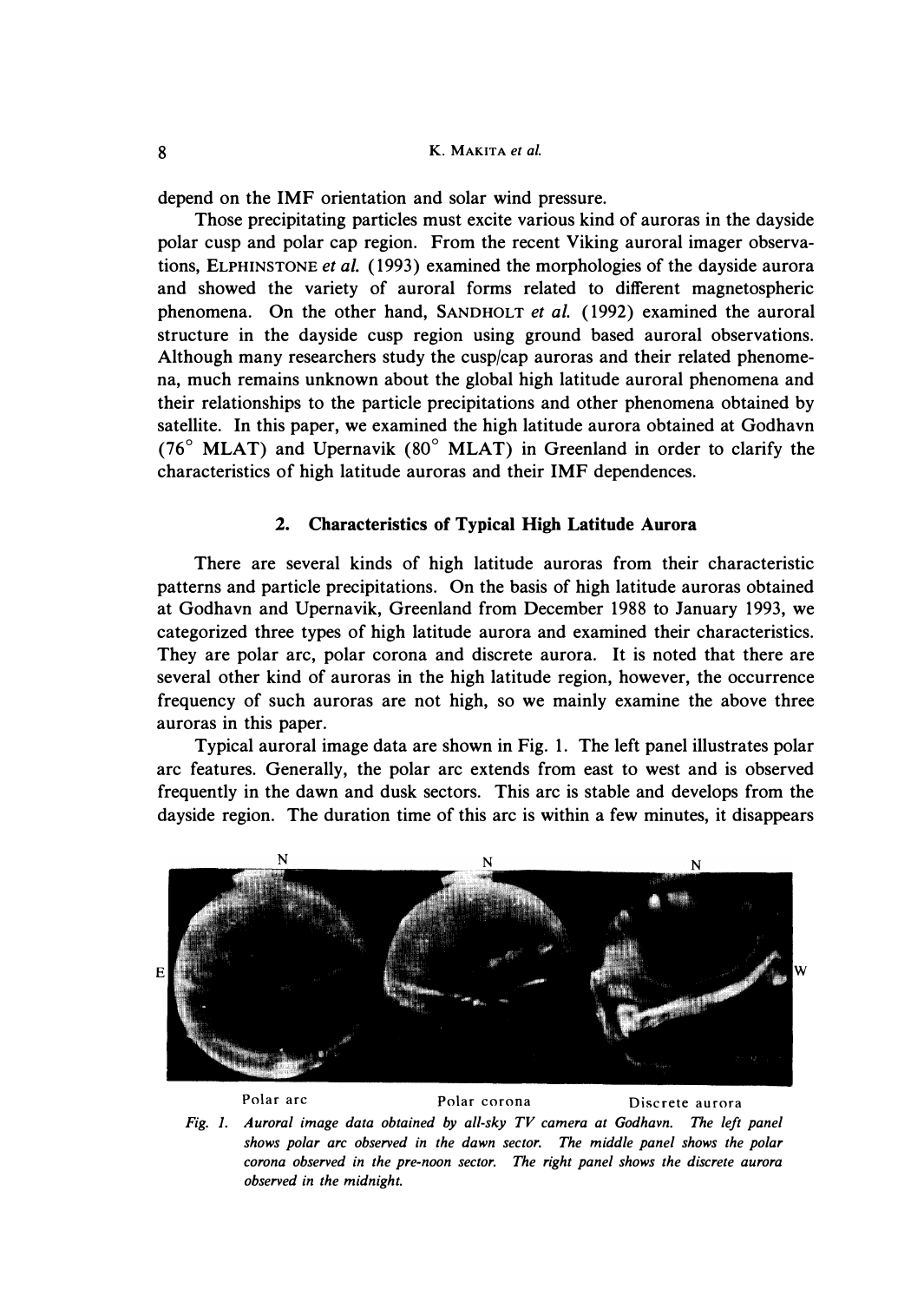depend on the IMF orientation and solar wind pressure.

Those precipitating particles must excite various kind of auroras in the dayside polar cusp and polar cap region. From the recent Viking auroral imager observations, ELPHINSTONE *et al.* (1993) examined the morphologies of the dayside aurora and showed the variety of auroral forms related to different magnetospheric phenomena. On the other hand, SANDHOLT *et al.* (1992) examined the auroral structure in the dayside cusp region using ground based auroral observations. Although many researchers study the cusp/cap auroras and their related phenomena, much remains unknown about the global high latitude auroral phenomena and their relationships to the particle precipitations and other phenomena obtained by satellite. In this paper, we examined the high latitude aurora obtained at Godhavn (76° MLAT) and Upernavik (80° MLAT) in Greenland in order to clarify the characteristics of high latitude auroras and their IMF dependences.

## 2. Characteristics of Typical High Latitude Aurora

There are several kinds of high latitude auroras from their characteristic patterns and particle precipitations. On the basis of high latitude auroras obtained at Godhavn and Upernavik, Greenland from December 1988 to January 1993, we categorized three types of high latitude aurora and examined their characteristics. They are polar arc, polar corona and discrete aurora. It is noted that there are several other kind of auroras in the high latitude region, however, the occurrence frequency of such auroras are not high, so we mainly examine the above three auroras in this paper.

Typical auroral image data are shown in Fig. 1. The left panel illustrates polar arc features. Generally, the polar arc extends from east to west and is observed frequently in the dawn and dusk sectors. This arc is stable and develops from the dayside region. The duration time of this arc is within a few minutes, it disappears

Polar arc &nbsp;&nbsp;&nbsp;&nbsp; Polar corona &nbsp;&nbsp;&nbsp;&nbsp; Discrete aurora

*Fig. 1. Auroral image data obtained by all-sky TV camera at Godhavn. The left panel shows polar arc observed in the dawn sector. The middle panel shows the polar corona observed in the pre-noon sector. The right panel shows the discrete aurora observed in the midnight.*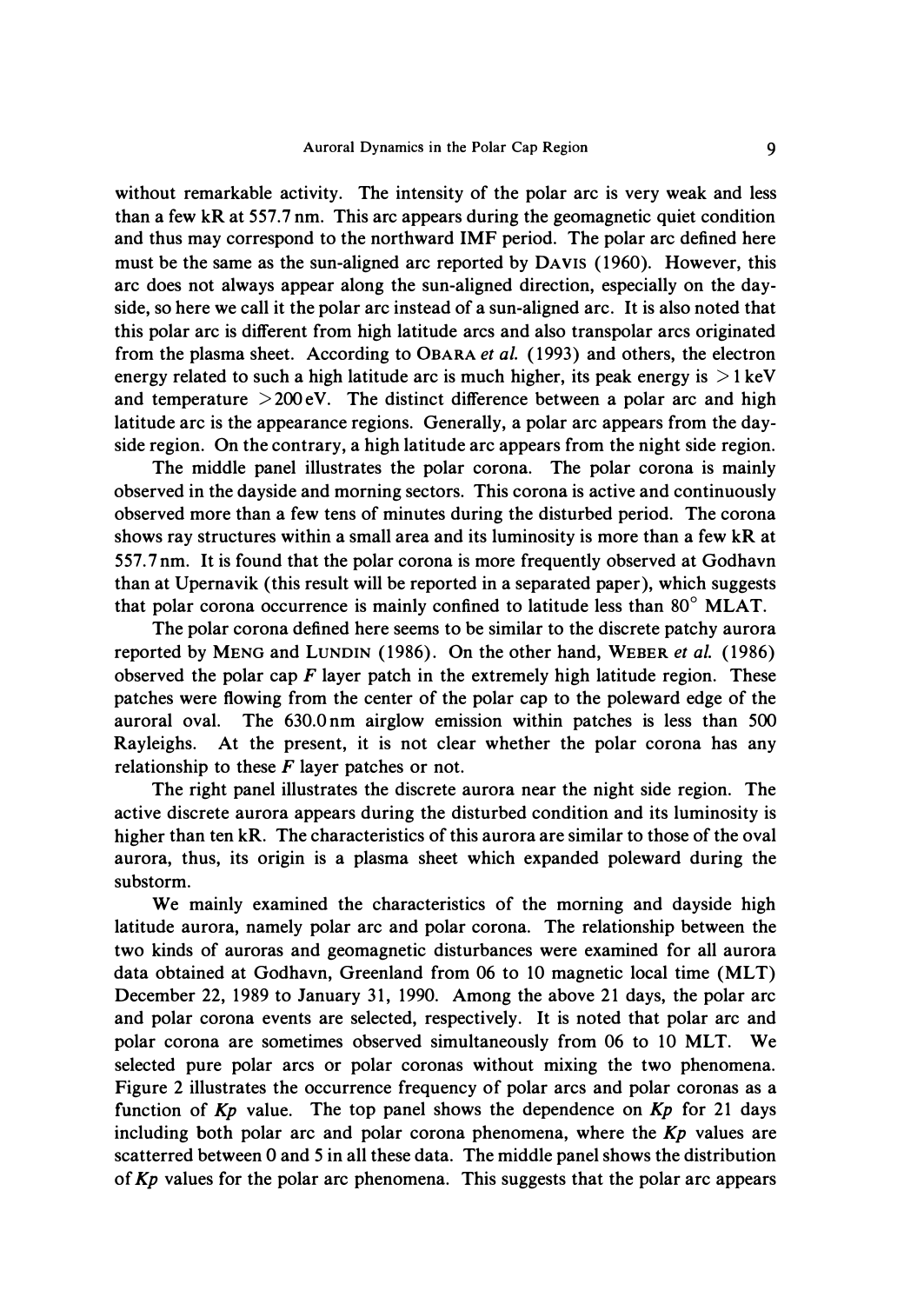without remarkable activity. The intensity of the polar arc is very weak and less than a few kR at 557.7 nm. This arc appears during the geomagnetic quiet condition and thus may correspond to the northward IMF period. The polar arc defined here must be the same as the sun-aligned arc reported by DAVIS (1960). However, this arc does not always appear along the sun-aligned direction, especially on the dayside, so here we call it the polar arc instead of a sun-aligned arc. It is also noted that this polar arc is different from high latitude arcs and also transpolar arcs originated from the plasma sheet. According to OBARA *et al.* (1993) and others, the electron energy related to such a high latitude arc is much higher, its peak energy is $>1$ keV and temperature $>200$ eV. The distinct difference between a polar arc and high latitude arc is the appearance regions. Generally, a polar arc appears from the dayside region. On the contrary, a high latitude arc appears from the night side region.

The middle panel illustrates the polar corona. The polar corona is mainly observed in the dayside and morning sectors. This corona is active and continuously observed more than a few tens of minutes during the disturbed period. The corona shows ray structures within a small area and its luminosity is more than a few kR at 557.7 nm. It is found that the polar corona is more frequently observed at Godhavn than at Upernavik (this result will be reported in a separated paper), which suggests that polar corona occurrence is mainly confined to latitude less than 80° MLAT.

The polar corona defined here seems to be similar to the discrete patchy aurora reported by MENG and LUNDIN (1986). On the other hand, WEBER *et al.* (1986) observed the polar cap *F* layer patch in the extremely high latitude region. These patches were flowing from the center of the polar cap to the poleward edge of the auroral oval. The 630.0 nm airglow emission within patches is less than 500 Rayleighs. At the present, it is not clear whether the polar corona has any relationship to these *F* layer patches or not.

The right panel illustrates the discrete aurora near the night side region. The active discrete aurora appears during the disturbed condition and its luminosity is higher than ten kR. The characteristics of this aurora are similar to those of the oval aurora, thus, its origin is a plasma sheet which expanded poleward during the substorm.

We mainly examined the characteristics of the morning and dayside high latitude aurora, namely polar arc and polar corona. The relationship between the two kinds of auroras and geomagnetic disturbances were examined for all aurora data obtained at Godhavn, Greenland from 06 to 10 magnetic local time (MLT) December 22, 1989 to January 31, 1990. Among the above 21 days, the polar arc and polar corona events are selected, respectively. It is noted that polar arc and polar corona are sometimes observed simultaneously from 06 to 10 MLT. We selected pure polar arcs or polar coronas without mixing the two phenomena. Figure 2 illustrates the occurrence frequency of polar arcs and polar coronas as a function of *Kp* value. The top panel shows the dependence on *Kp* for 21 days including both polar arc and polar corona phenomena, where the *Kp* values are scatterred between 0 and 5 in all these data. The middle panel shows the distribution of *Kp* values for the polar arc phenomena. This suggests that the polar arc appears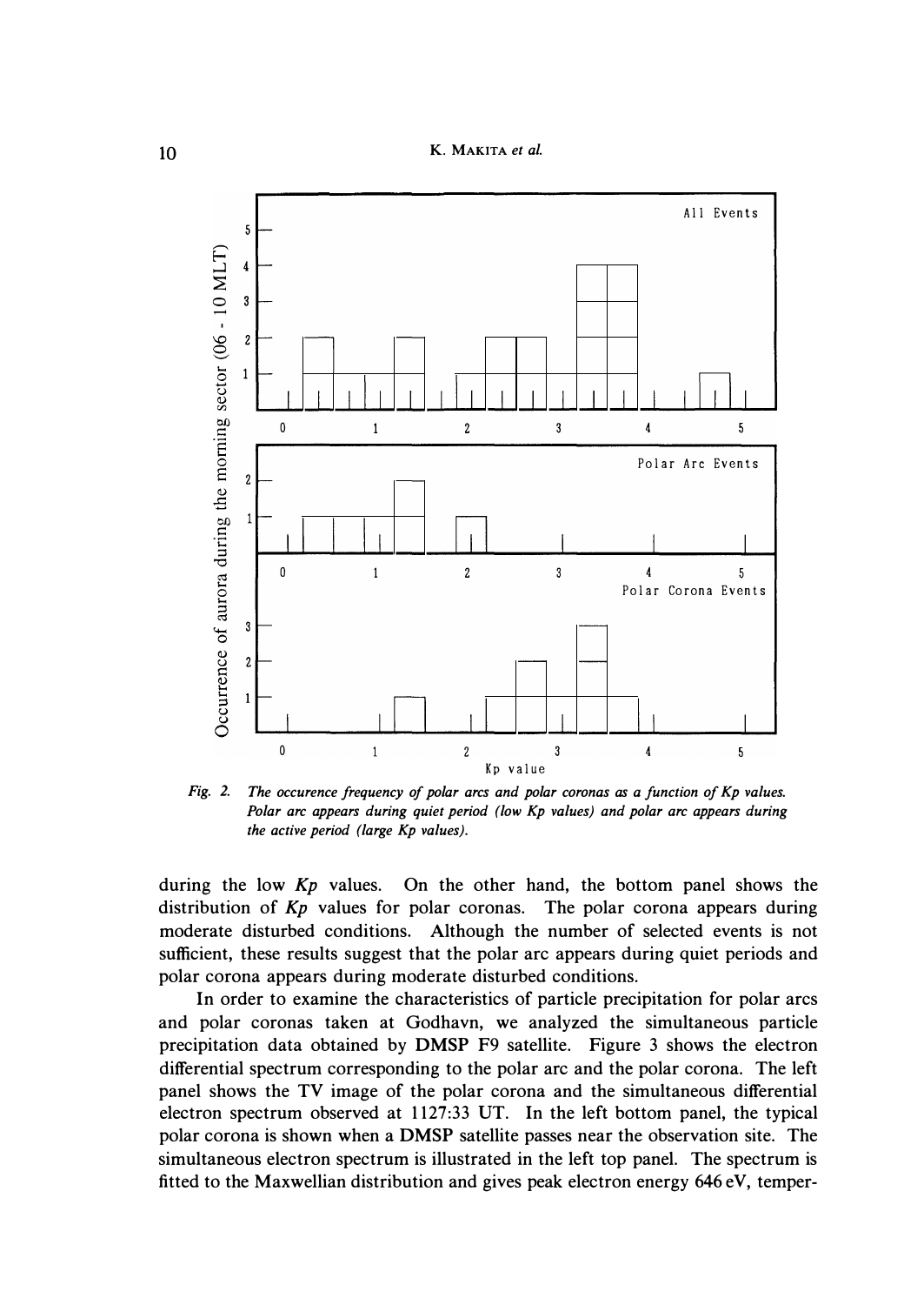*Fig. 2. The occurence frequency of polar arcs and polar coronas as a function of Kp values. Polar arc appears during quiet period (low Kp values) and polar arc appears during the active period (large Kp values).*

during the low $Kp$ values. On the other hand, the bottom panel shows the distribution of $Kp$ values for polar coronas. The polar corona appears during moderate disturbed conditions. Although the number of selected events is not sufficient, these results suggest that the polar arc appears during quiet periods and polar corona appears during moderate disturbed conditions.

In order to examine the characteristics of particle precipitation for polar arcs and polar coronas taken at Godhavn, we analyzed the simultaneous particle precipitation data obtained by DMSP F9 satellite. Figure 3 shows the electron differential spectrum corresponding to the polar arc and the polar corona. The left panel shows the TV image of the polar corona and the simultaneous differential electron spectrum observed at 1127:33 UT. In the left bottom panel, the typical polar corona is shown when a DMSP satellite passes near the observation site. The simultaneous electron spectrum is illustrated in the left top panel. The spectrum is fitted to the Maxwellian distribution and gives peak electron energy 646 eV, temper-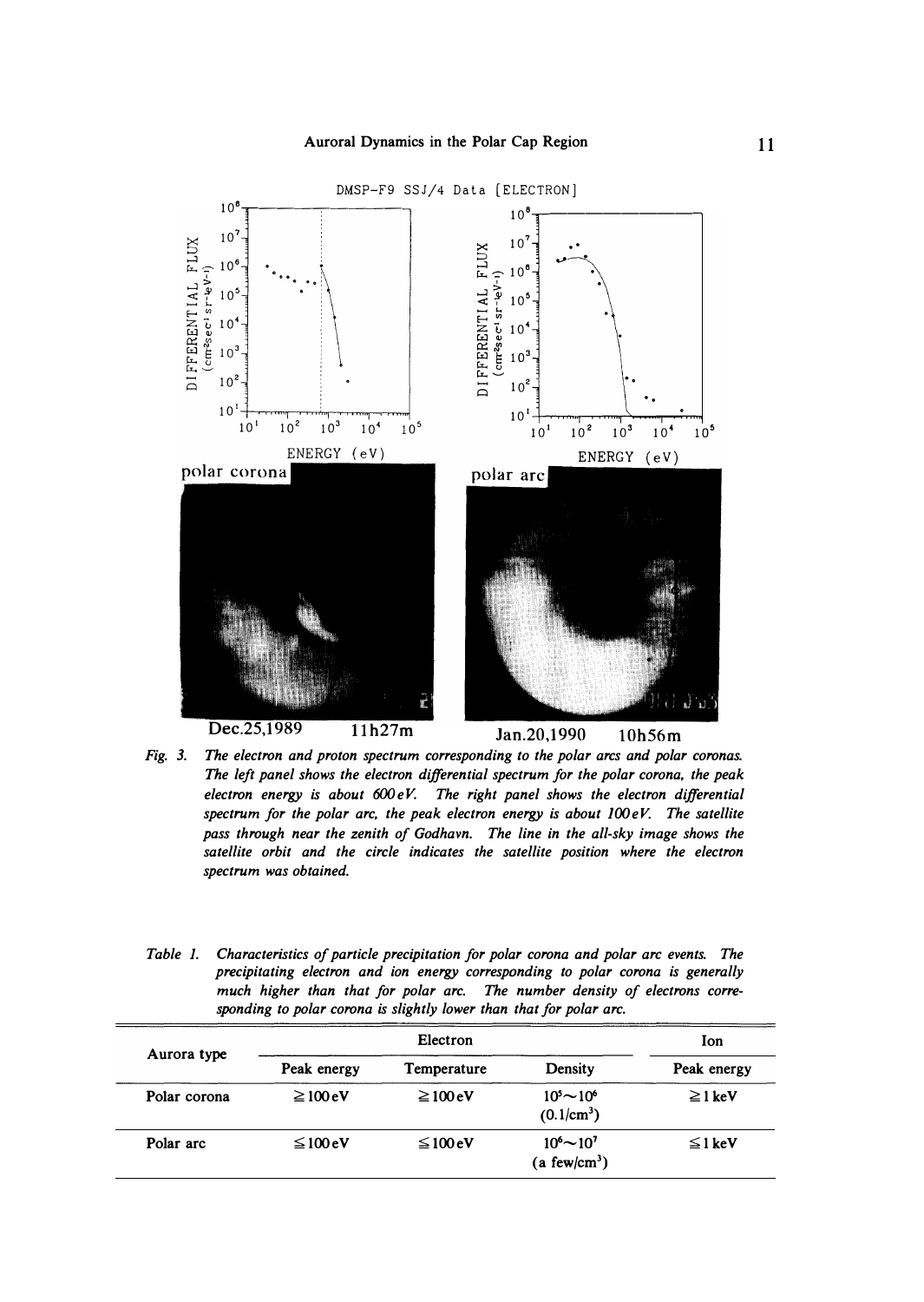Fig. 3. *The electron and proton spectrum corresponding to the polar arcs and polar coronas. The left panel shows the electron differential spectrum for the polar corona, the peak electron energy is about 600 eV. The right panel shows the electron differential spectrum for the polar arc, the peak electron energy is about 100 eV. The satellite pass through near the zenith of Godhavn. The line in the all-sky image shows the satellite orbit and the circle indicates the satellite position where the electron spectrum was obtained.*

Table 1. *Characteristics of particle precipitation for polar corona and polar arc events. The precipitating electron and ion energy corresponding to polar corona is generally much higher than that for polar arc. The number density of electrons corresponding to polar corona is slightly lower than that for polar arc.*

| Aurora type | Electron | | | Ion |
|---|---|---|---|---|
| | Peak energy | Temperature | Density | Peak energy |
| Polar corona | ≧100 eV | ≧100 eV | $10^5 \sim 10^6$ ($0.1/cm^3$) | ≧1 keV |
| Polar arc | ≦100 eV | ≦100 eV | $10^6 \sim 10^7$ (a few/$cm^3$) | ≦1 keV |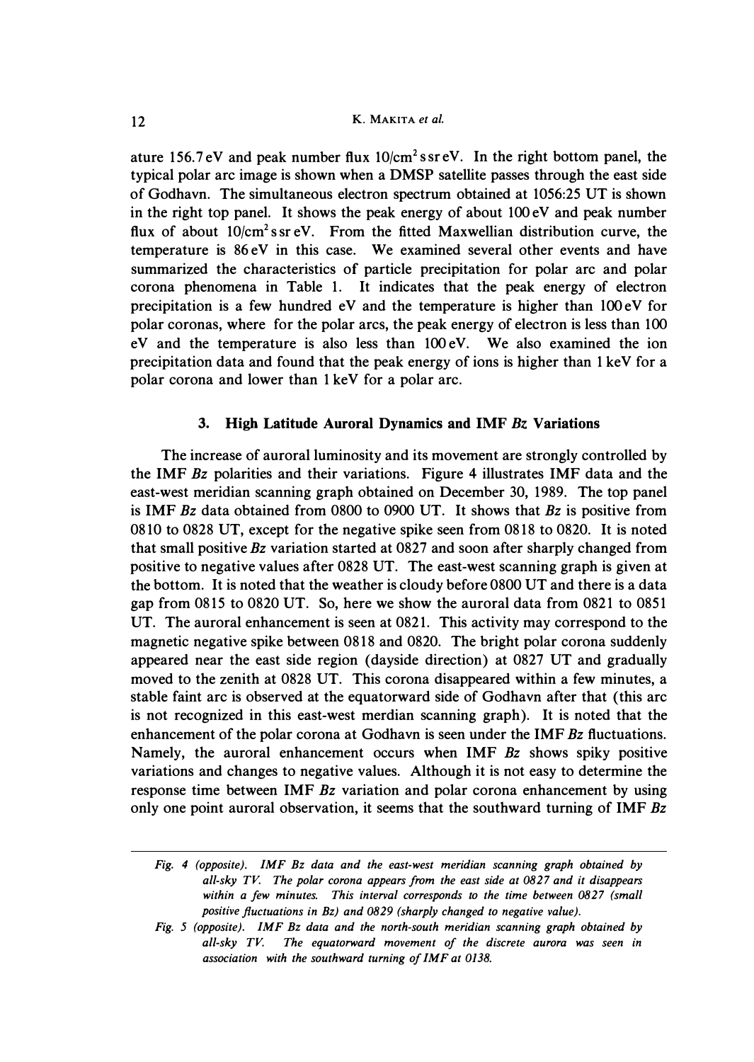ature 156.7 eV and peak number flux 10/cm$^2$ s sr eV. In the right bottom panel, the typical polar arc image is shown when a DMSP satellite passes through the east side of Godhavn. The simultaneous electron spectrum obtained at 1056:25 UT is shown in the right top panel. It shows the peak energy of about 100 eV and peak number flux of about 10/cm$^2$ s sr eV. From the fitted Maxwellian distribution curve, the temperature is 86 eV in this case. We examined several other events and have summarized the characteristics of particle precipitation for polar arc and polar corona phenomena in Table 1. It indicates that the peak energy of electron precipitation is a few hundred eV and the temperature is higher than 100 eV for polar coronas, where for the polar arcs, the peak energy of electron is less than 100 eV and the temperature is also less than 100 eV. We also examined the ion precipitation data and found that the peak energy of ions is higher than 1 keV for a polar corona and lower than 1 keV for a polar arc.

## 3. High Latitude Auroral Dynamics and IMF *Bz* Variations

The increase of auroral luminosity and its movement are strongly controlled by the IMF *Bz* polarities and their variations. Figure 4 illustrates IMF data and the east-west meridian scanning graph obtained on December 30, 1989. The top panel is IMF *Bz* data obtained from 0800 to 0900 UT. It shows that *Bz* is positive from 0810 to 0828 UT, except for the negative spike seen from 0818 to 0820. It is noted that small positive *Bz* variation started at 0827 and soon after sharply changed from positive to negative values after 0828 UT. The east-west scanning graph is given at the bottom. It is noted that the weather is cloudy before 0800 UT and there is a data gap from 0815 to 0820 UT. So, here we show the auroral data from 0821 to 0851 UT. The auroral enhancement is seen at 0821. This activity may correspond to the magnetic negative spike between 0818 and 0820. The bright polar corona suddenly appeared near the east side region (dayside direction) at 0827 UT and gradually moved to the zenith at 0828 UT. This corona disappeared within a few minutes, a stable faint arc is observed at the equatorward side of Godhavn after that (this arc is not recognized in this east-west merdian scanning graph). It is noted that the enhancement of the polar corona at Godhavn is seen under the IMF *Bz* fluctuations. Namely, the auroral enhancement occurs when IMF *Bz* shows spiky positive variations and changes to negative values. Although it is not easy to determine the response time between IMF *Bz* variation and polar corona enhancement by using only one point auroral observation, it seems that the southward turning of IMF *Bz*

---

*Fig. 4 (opposite). IMF Bz data and the east-west meridian scanning graph obtained by all-sky TV. The polar corona appears from the east side at 0827 and it disappears within a few minutes. This interval corresponds to the time between 0827 (small positive fluctuations in Bz) and 0829 (sharply changed to negative value).*

*Fig. 5 (opposite). IMF Bz data and the north-south meridian scanning graph obtained by all-sky TV. The equatorward movement of the discrete aurora was seen in association with the southward turning of IMF at 0138.*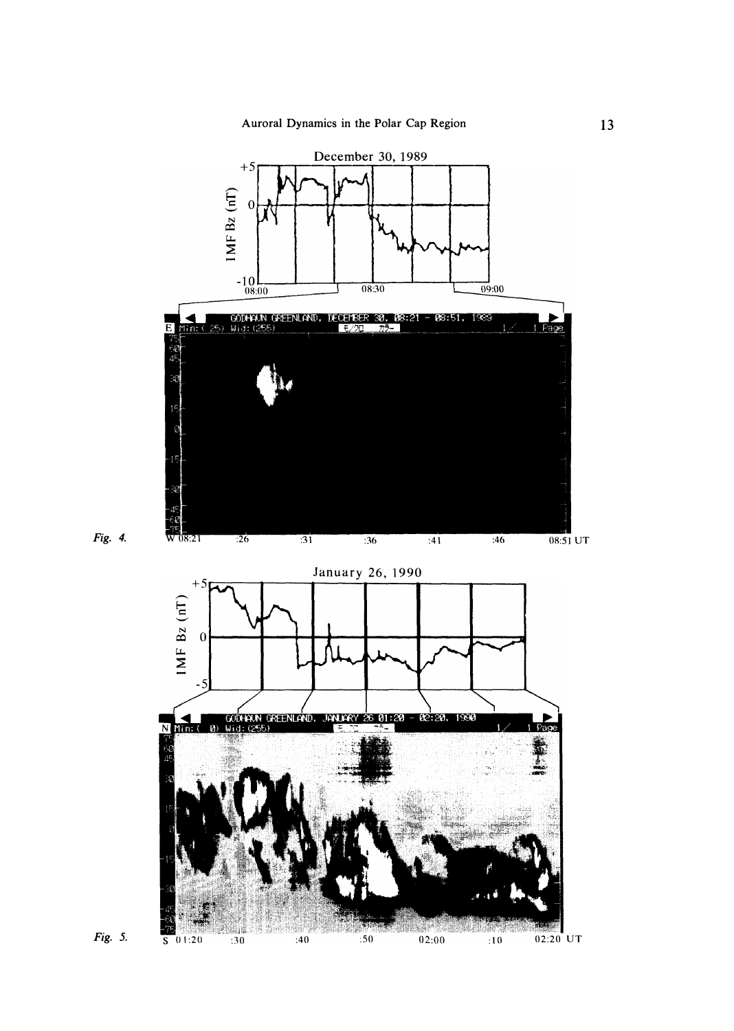Fig. 4.

Fig. 5.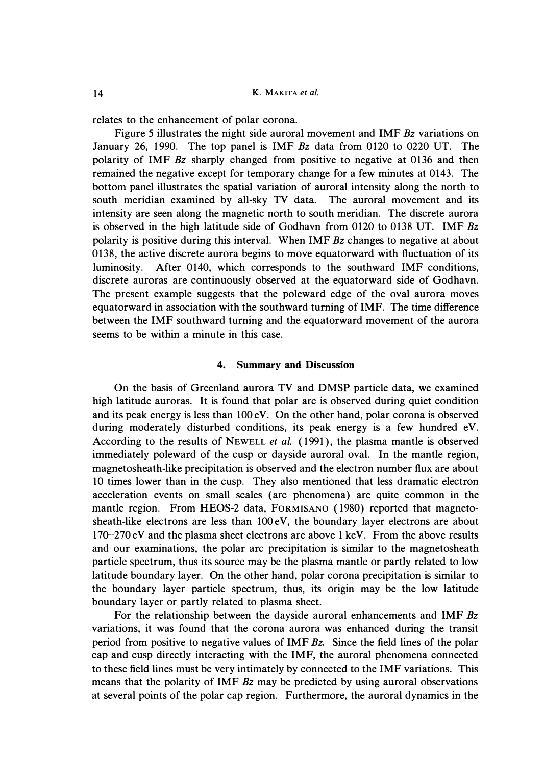relates to the enhancement of polar corona.

Figure 5 illustrates the night side auroral movement and IMF *Bz* variations on January 26, 1990. The top panel is IMF *Bz* data from 0120 to 0220 UT. The polarity of IMF *Bz* sharply changed from positive to negative at 0136 and then remained the negative except for temporary change for a few minutes at 0143. The bottom panel illustrates the spatial variation of auroral intensity along the north to south meridian examined by all-sky TV data. The auroral movement and its intensity are seen along the magnetic north to south meridian. The discrete aurora is observed in the high latitude side of Godhavn from 0120 to 0138 UT. IMF *Bz* polarity is positive during this interval. When IMF *Bz* changes to negative at about 0138, the active discrete aurora begins to move equatorward with fluctuation of its luminosity. After 0140, which corresponds to the southward IMF conditions, discrete auroras are continuously observed at the equatorward side of Godhavn. The present example suggests that the poleward edge of the oval aurora moves equatorward in association with the southward turning of IMF. The time difference between the IMF southward turning and the equatorward movement of the aurora seems to be within a minute in this case.

## 4. Summary and Discussion

On the basis of Greenland aurora TV and DMSP particle data, we examined high latitude auroras. It is found that polar arc is observed during quiet condition and its peak energy is less than 100 eV. On the other hand, polar corona is observed during moderately disturbed conditions, its peak energy is a few hundred eV. According to the results of NEWELL *et al.* (1991), the plasma mantle is observed immediately poleward of the cusp or dayside auroral oval. In the mantle region, magnetosheath-like precipitation is observed and the electron number flux are about 10 times lower than in the cusp. They also mentioned that less dramatic electron acceleration events on small scales (arc phenomena) are quite common in the mantle region. From HEOS-2 data, FORMISANO (1980) reported that magnetosheath-like electrons are less than 100 eV, the boundary layer electrons are about 170–270 eV and the plasma sheet electrons are above 1 keV. From the above results and our examinations, the polar arc precipitation is similar to the magnetosheath particle spectrum, thus its source may be the plasma mantle or partly related to low latitude boundary layer. On the other hand, polar corona precipitation is similar to the boundary layer particle spectrum, thus, its origin may be the low latitude boundary layer or partly related to plasma sheet.

For the relationship between the dayside auroral enhancements and IMF *Bz* variations, it was found that the corona aurora was enhanced during the transit period from positive to negative values of IMF *Bz*. Since the field lines of the polar cap and cusp directly interacting with the IMF, the auroral phenomena connected to these field lines must be very intimately by connected to the IMF variations. This means that the polarity of IMF *Bz* may be predicted by using auroral observations at several points of the polar cap region. Furthermore, the auroral dynamics in the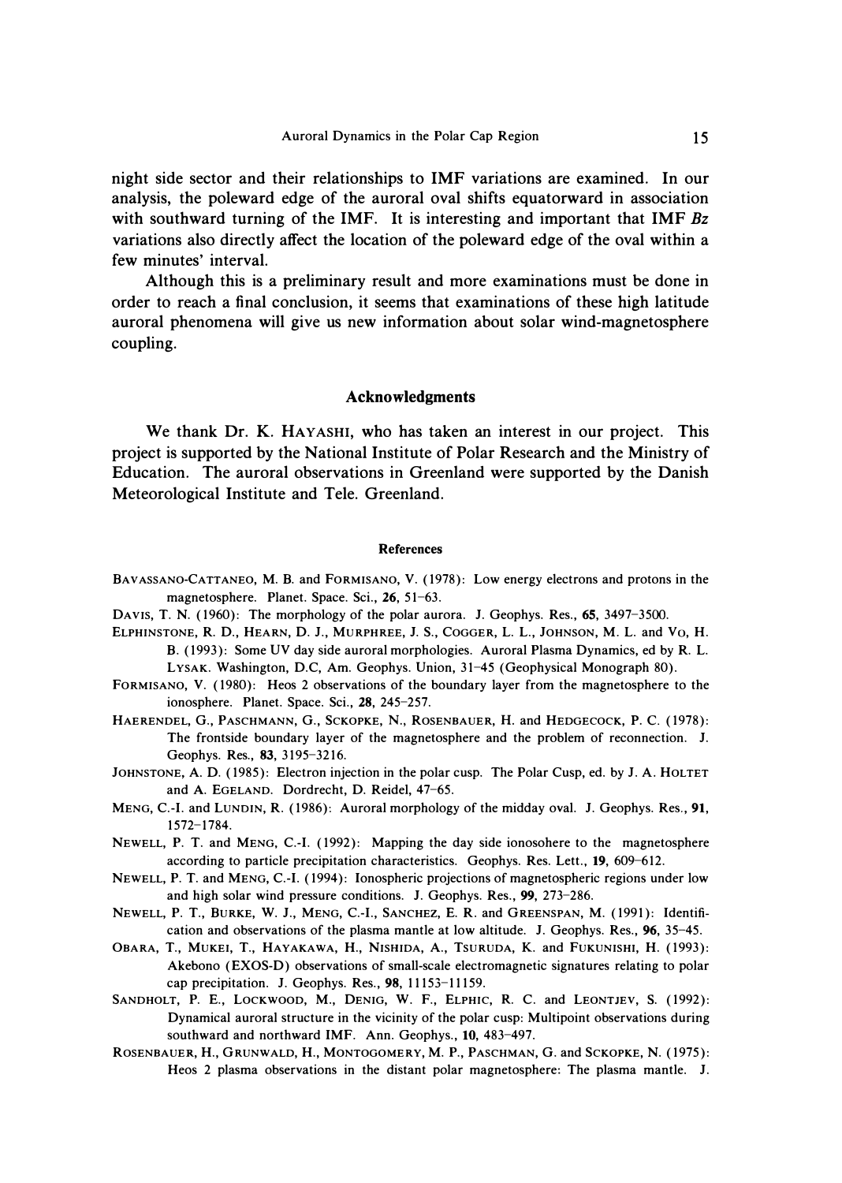night side sector and their relationships to IMF variations are examined. In our analysis, the poleward edge of the auroral oval shifts equatorward in association with southward turning of the IMF. It is interesting and important that IMF *Bz* variations also directly affect the location of the poleward edge of the oval within a few minutes' interval.

Although this is a preliminary result and more examinations must be done in order to reach a final conclusion, it seems that examinations of these high latitude auroral phenomena will give us new information about solar wind-magnetosphere coupling.

## Acknowledgments

We thank Dr. K. HAYASHI, who has taken an interest in our project. This project is supported by the National Institute of Polar Research and the Ministry of Education. The auroral observations in Greenland were supported by the Danish Meteorological Institute and Tele. Greenland.

### References

BAVASSANO-CATTANEO, M. B. and FORMISANO, V. (1978): Low energy electrons and protons in the magnetosphere. Planet. Space. Sci., **26**, 51–63.

DAVIS, T. N. (1960): The morphology of the polar aurora. J. Geophys. Res., **65**, 3497–3500.

ELPHINSTONE, R. D., HEARN, D. J., MURPHREE, J. S., COGGER, L. L., JOHNSON, M. L. and VO, H. B. (1993): Some UV day side auroral morphologies. Auroral Plasma Dynamics, ed by R. L. LYSAK. Washington, D.C, Am. Geophys. Union, 31–45 (Geophysical Monograph 80).

FORMISANO, V. (1980): Heos 2 observations of the boundary layer from the magnetosphere to the ionosphere. Planet. Space. Sci., **28**, 245–257.

HAERENDEL, G., PASCHMANN, G., SCKOPKE, N., ROSENBAUER, H. and HEDGECOCK, P. C. (1978): The frontside boundary layer of the magnetosphere and the problem of reconnection. J. Geophys. Res., **83**, 3195–3216.

JOHNSTONE, A. D. (1985): Electron injection in the polar cusp. The Polar Cusp, ed. by J. A. HOLTET and A. EGELAND. Dordrecht, D. Reidel, 47–65.

MENG, C.-I. and LUNDIN, R. (1986): Auroral morphology of the midday oval. J. Geophys. Res., **91**, 1572–1784.

NEWELL, P. T. and MENG, C.-I. (1992): Mapping the day side ionosohere to the magnetosphere according to particle precipitation characteristics. Geophys. Res. Lett., **19**, 609–612.

NEWELL, P. T. and MENG, C.-I. (1994): Ionospheric projections of magnetospheric regions under low and high solar wind pressure conditions. J. Geophys. Res., **99**, 273–286.

NEWELL, P. T., BURKE, W. J., MENG, C.-I., SANCHEZ, E. R. and GREENSPAN, M. (1991): Identification and observations of the plasma mantle at low altitude. J. Geophys. Res., **96**, 35–45.

OBARA, T., MUKEI, T., HAYAKAWA, H., NISHIDA, A., TSURUDA, K. and FUKUNISHI, H. (1993): Akebono (EXOS-D) observations of small-scale electromagnetic signatures relating to polar cap precipitation. J. Geophys. Res., **98**, 11153–11159.

SANDHOLT, P. E., LOCKWOOD, M., DENIG, W. F., ELPHIC, R. C. and LEONTJEV, S. (1992): Dynamical auroral structure in the vicinity of the polar cusp: Multipoint observations during southward and northward IMF. Ann. Geophys., **10**, 483–497.

ROSENBAUER, H., GRUNWALD, H., MONTOGOMERY, M. P., PASCHMAN, G. and SCKOPKE, N. (1975): Heos 2 plasma observations in the distant polar magnetosphere: The plasma mantle. J.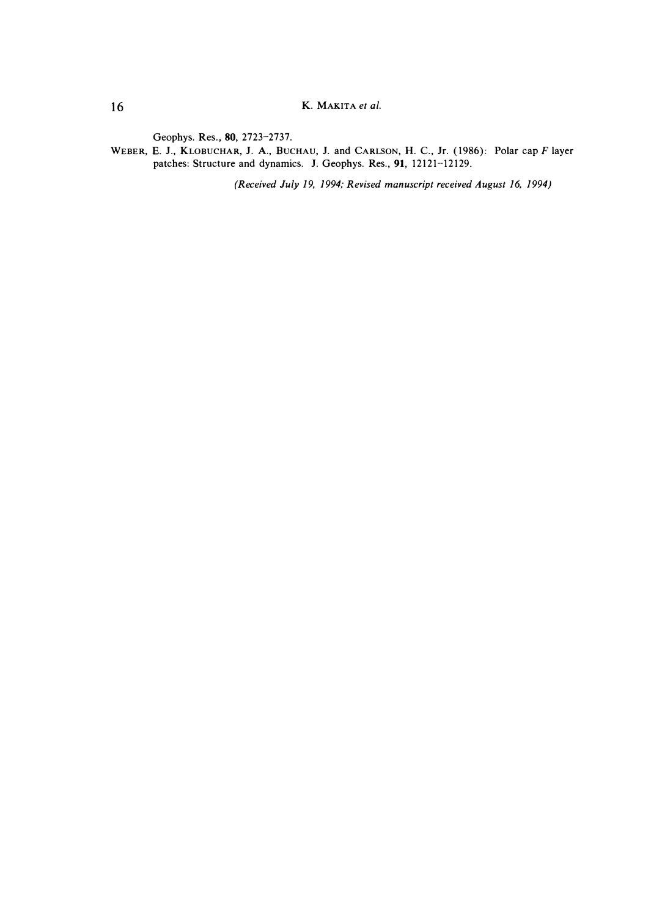Geophys. Res., **80**, 2723–2737.

WEBER, E. J., KLOBUCHAR, J. A., BUCHAU, J. and CARLSON, H. C., Jr. (1986): Polar cap *F* layer patches: Structure and dynamics. J. Geophys. Res., **91**, 12121–12129.

*(Received July 19, 1994; Revised manuscript received August 16, 1994)*